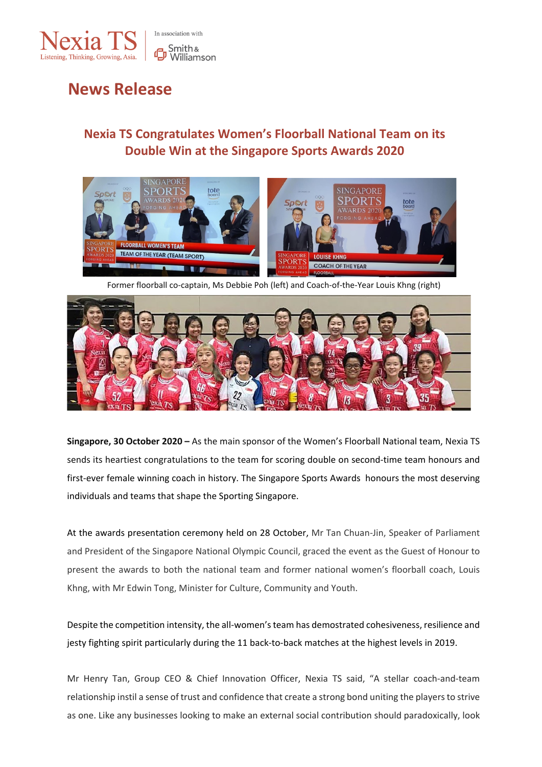Nexia TS
Listening, Thinking, Growing, Asia.

In association with Smith & Williamson

# News Release

## Nexia TS Congratulates Women's Floorball National Team on its Double Win at the Singapore Sports Awards 2020

Former floorball co-captain, Ms Debbie Poh (left) and Coach-of-the-Year Louis Khng (right)

**Singapore, 30 October 2020 –** As the main sponsor of the Women's Floorball National team, Nexia TS sends its heartiest congratulations to the team for scoring double on second-time team honours and first-ever female winning coach in history. The Singapore Sports Awards honours the most deserving individuals and teams that shape the Sporting Singapore.

At the awards presentation ceremony held on 28 October, Mr Tan Chuan-Jin, Speaker of Parliament and President of the Singapore National Olympic Council, graced the event as the Guest of Honour to present the awards to both the national team and former national women's floorball coach, Louis Khng, with Mr Edwin Tong, Minister for Culture, Community and Youth.

Despite the competition intensity, the all-women's team has demostrated cohesiveness, resilience and jesty fighting spirit particularly during the 11 back-to-back matches at the highest levels in 2019.

Mr Henry Tan, Group CEO & Chief Innovation Officer, Nexia TS said, "A stellar coach-and-team relationship instil a sense of trust and confidence that create a strong bond uniting the players to strive as one. Like any businesses looking to make an external social contribution should paradoxically, look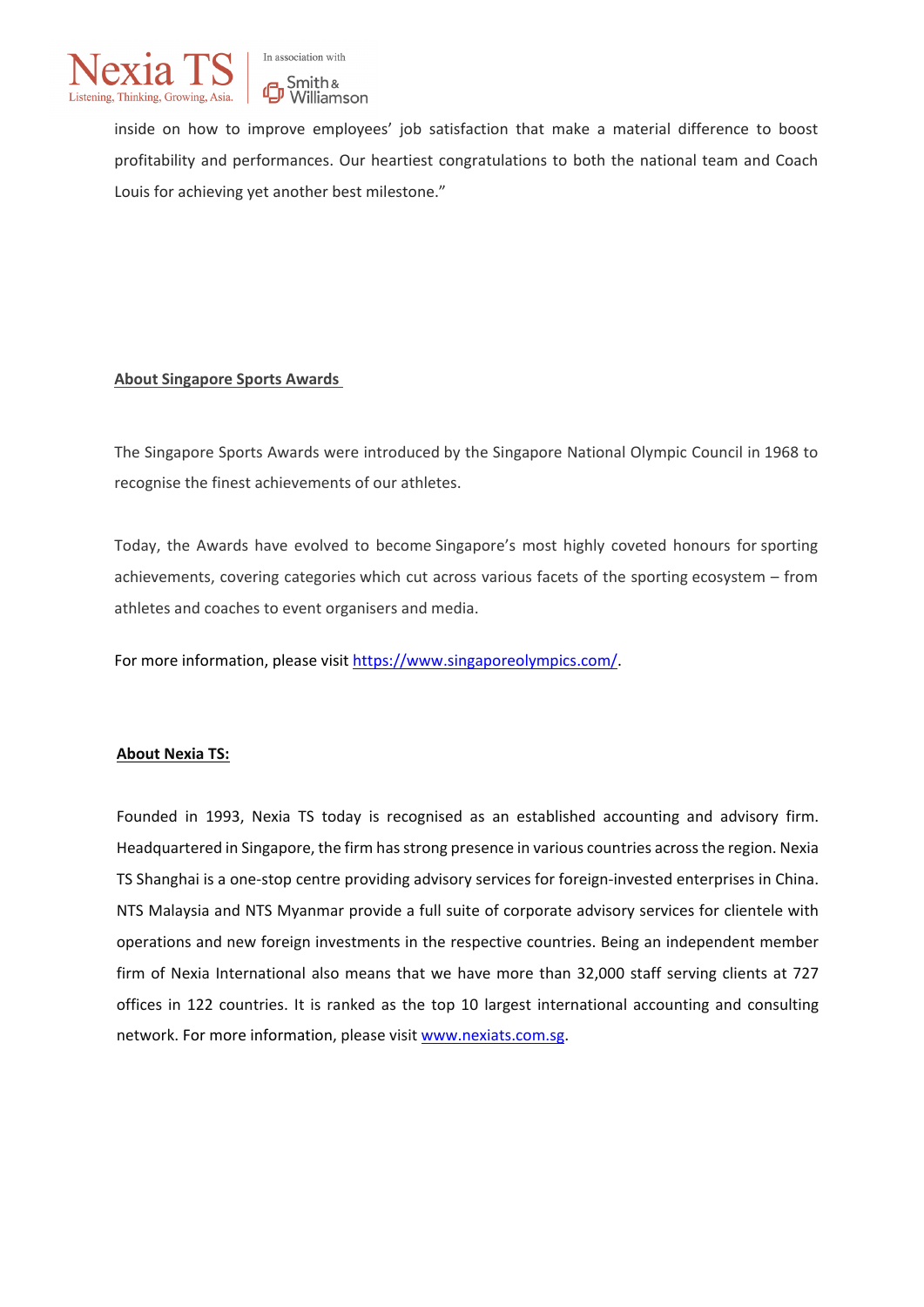inside on how to improve employees' job satisfaction that make a material difference to boost profitability and performances. Our heartiest congratulations to both the national team and Coach Louis for achieving yet another best milestone."

**About Singapore Sports Awards**

The Singapore Sports Awards were introduced by the Singapore National Olympic Council in 1968 to recognise the finest achievements of our athletes.

Today, the Awards have evolved to become Singapore's most highly coveted honours for sporting achievements, covering categories which cut across various facets of the sporting ecosystem – from athletes and coaches to event organisers and media.

For more information, please visit https://www.singaporeolympics.com/.

**About Nexia TS:**

Founded in 1993, Nexia TS today is recognised as an established accounting and advisory firm. Headquartered in Singapore, the firm has strong presence in various countries across the region. Nexia TS Shanghai is a one-stop centre providing advisory services for foreign-invested enterprises in China. NTS Malaysia and NTS Myanmar provide a full suite of corporate advisory services for clientele with operations and new foreign investments in the respective countries. Being an independent member firm of Nexia International also means that we have more than 32,000 staff serving clients at 727 offices in 122 countries. It is ranked as the top 10 largest international accounting and consulting network. For more information, please visit www.nexiats.com.sg.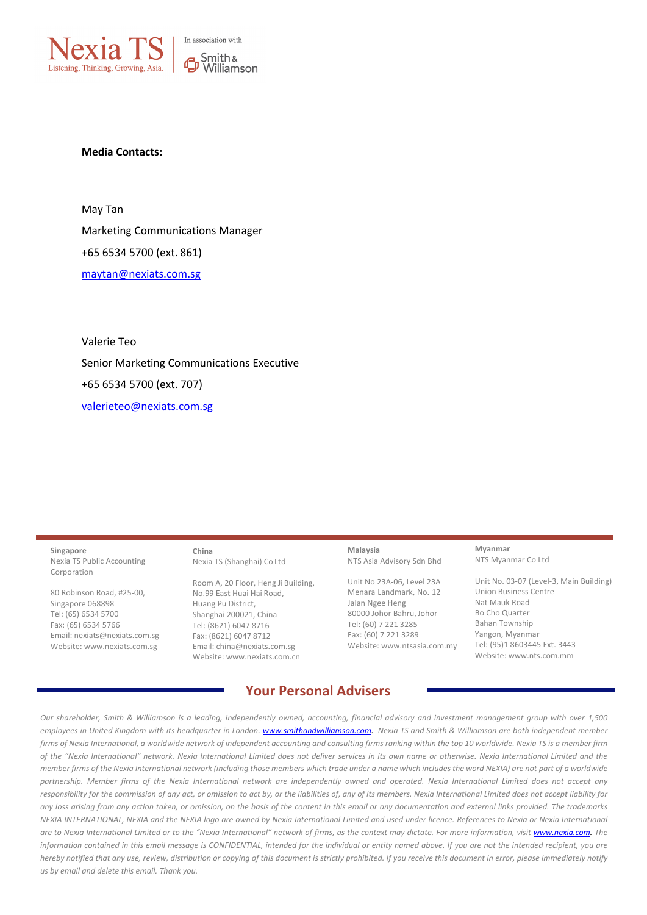**Media Contacts:**

May Tan

Marketing Communications Manager

+65 6534 5700 (ext. 861)

maytan@nexiats.com.sg

Valerie Teo

Senior Marketing Communications Executive

+65 6534 5700 (ext. 707)

valerieteo@nexiats.com.sg

**Singapore**
Nexia TS Public Accounting Corporation

80 Robinson Road, #25-00,
Singapore 068898
Tel: (65) 6534 5700
Fax: (65) 6534 5766
Email: nexiats@nexiats.com.sg
Website: www.nexiats.com.sg

**China**
Nexia TS (Shanghai) Co Ltd

Room A, 20 Floor, Heng Ji Building,
No.99 East Huai Hai Road,
Huang Pu District,
Shanghai 200021, China
Tel: (8621) 6047 8716
Fax: (8621) 6047 8712
Email: china@nexiats.com.sg
Website: www.nexiats.com.cn

**Malaysia**
NTS Asia Advisory Sdn Bhd

Unit No 23A-06, Level 23A
Menara Landmark, No. 12
Jalan Ngee Heng
80000 Johor Bahru, Johor
Tel: (60) 7 221 3285
Fax: (60) 7 221 3289
Website: www.ntsasia.com.my

**Myanmar**
NTS Myanmar Co Ltd

Unit No. 03-07 (Level-3, Main Building)
Union Business Centre
Nat Mauk Road
Bo Cho Quarter
Bahan Township
Yangon, Myanmar
Tel: (95)1 8603445 Ext. 3443
Website: www.nts.com.mm

## Your Personal Advisers

*Our shareholder, Smith & Williamson is a leading, independently owned, accounting, financial advisory and investment management group with over 1,500 employees in United Kingdom with its headquarter in London. www.smithandwilliamson.com. Nexia TS and Smith & Williamson are both independent member firms of Nexia International, a worldwide network of independent accounting and consulting firms ranking within the top 10 worldwide. Nexia TS is a member firm of the "Nexia International" network. Nexia International Limited does not deliver services in its own name or otherwise. Nexia International Limited and the member firms of the Nexia International network (including those members which trade under a name which includes the word NEXIA) are not part of a worldwide partnership. Member firms of the Nexia International network are independently owned and operated. Nexia International Limited does not accept any responsibility for the commission of any act, or omission to act by, or the liabilities of, any of its members. Nexia International Limited does not accept liability for any loss arising from any action taken, or omission, on the basis of the content in this email or any documentation and external links provided. The trademarks NEXIA INTERNATIONAL, NEXIA and the NEXIA logo are owned by Nexia International Limited and used under licence. References to Nexia or Nexia International are to Nexia International Limited or to the "Nexia International" network of firms, as the context may dictate. For more information, visit www.nexia.com. The information contained in this email message is CONFIDENTIAL, intended for the individual or entity named above. If you are not the intended recipient, you are hereby notified that any use, review, distribution or copying of this document is strictly prohibited. If you receive this document in error, please immediately notify us by email and delete this email. Thank you.*